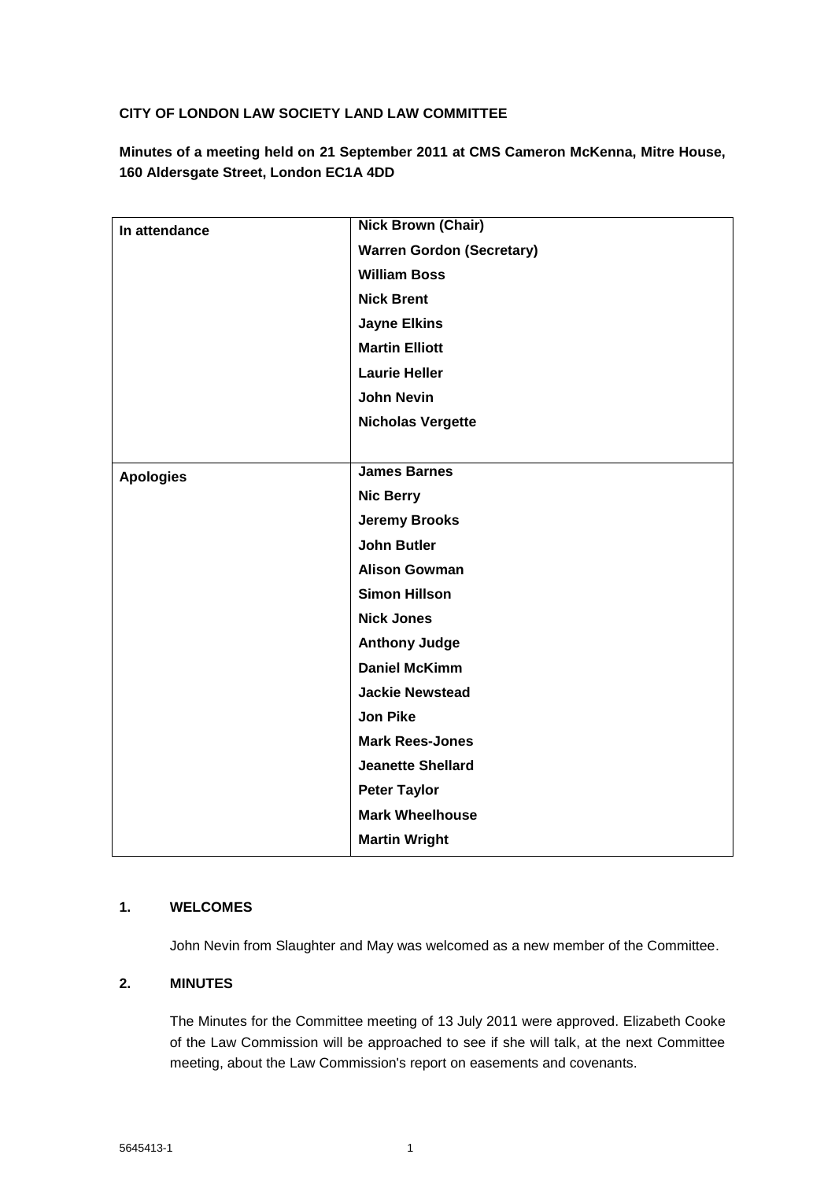**CITY OF LONDON LAW SOCIETY LAND LAW COMMITTEE**

**Minutes of a meeting held on 21 September 2011 at CMS Cameron McKenna, Mitre House, 160 Aldersgate Street, London EC1A 4DD**

| | |
|---|---|
| **In attendance** | **Nick Brown (Chair)** |
| | **Warren Gordon (Secretary)** |
| | **William Boss** |
| | **Nick Brent** |
| | **Jayne Elkins** |
| | **Martin Elliott** |
| | **Laurie Heller** |
| | **John Nevin** |
| | **Nicholas Vergette** |
| **Apologies** | **James Barnes** |
| | **Nic Berry** |
| | **Jeremy Brooks** |
| | **John Butler** |
| | **Alison Gowman** |
| | **Simon Hillson** |
| | **Nick Jones** |
| | **Anthony Judge** |
| | **Daniel McKimm** |
| | **Jackie Newstead** |
| | **Jon Pike** |
| | **Mark Rees-Jones** |
| | **Jeanette Shellard** |
| | **Peter Taylor** |
| | **Mark Wheelhouse** |
| | **Martin Wright** |

## 1. WELCOMES

John Nevin from Slaughter and May was welcomed as a new member of the Committee.

## 2. MINUTES

The Minutes for the Committee meeting of 13 July 2011 were approved. Elizabeth Cooke of the Law Commission will be approached to see if she will talk, at the next Committee meeting, about the Law Commission's report on easements and covenants.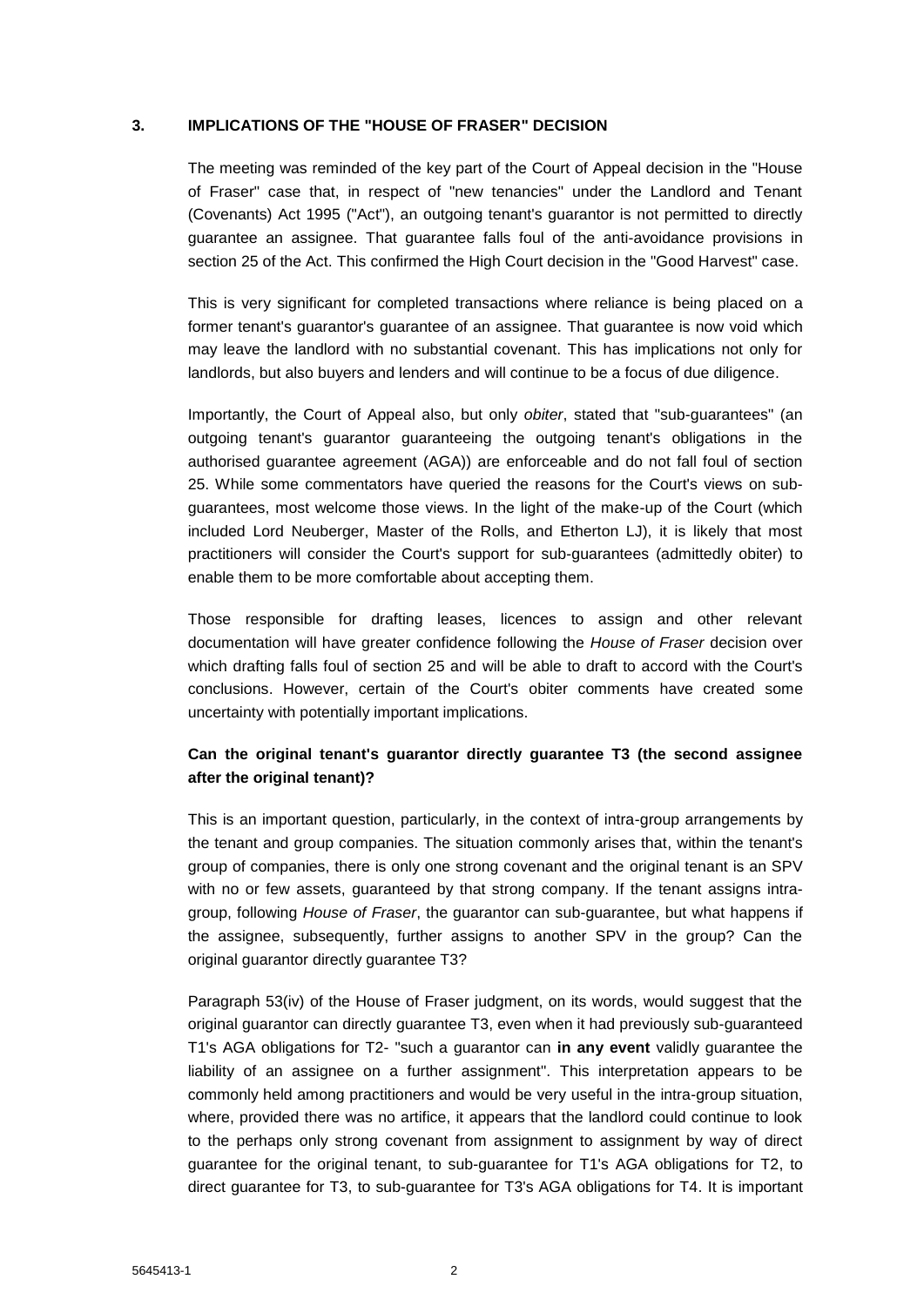## 3. IMPLICATIONS OF THE "HOUSE OF FRASER" DECISION

The meeting was reminded of the key part of the Court of Appeal decision in the "House of Fraser" case that, in respect of "new tenancies" under the Landlord and Tenant (Covenants) Act 1995 ("Act"), an outgoing tenant's guarantor is not permitted to directly guarantee an assignee. That guarantee falls foul of the anti-avoidance provisions in section 25 of the Act. This confirmed the High Court decision in the "Good Harvest" case.

This is very significant for completed transactions where reliance is being placed on a former tenant's guarantor's guarantee of an assignee. That guarantee is now void which may leave the landlord with no substantial covenant. This has implications not only for landlords, but also buyers and lenders and will continue to be a focus of due diligence.

Importantly, the Court of Appeal also, but only *obiter*, stated that "sub-guarantees" (an outgoing tenant's guarantor guaranteeing the outgoing tenant's obligations in the authorised guarantee agreement (AGA)) are enforceable and do not fall foul of section 25. While some commentators have queried the reasons for the Court's views on sub-guarantees, most welcome those views. In the light of the make-up of the Court (which included Lord Neuberger, Master of the Rolls, and Etherton LJ), it is likely that most practitioners will consider the Court's support for sub-guarantees (admittedly obiter) to enable them to be more comfortable about accepting them.

Those responsible for drafting leases, licences to assign and other relevant documentation will have greater confidence following the *House of Fraser* decision over which drafting falls foul of section 25 and will be able to draft to accord with the Court's conclusions. However, certain of the Court's obiter comments have created some uncertainty with potentially important implications.

**Can the original tenant's guarantor directly guarantee T3 (the second assignee after the original tenant)?**

This is an important question, particularly, in the context of intra-group arrangements by the tenant and group companies. The situation commonly arises that, within the tenant's group of companies, there is only one strong covenant and the original tenant is an SPV with no or few assets, guaranteed by that strong company. If the tenant assigns intra-group, following *House of Fraser*, the guarantor can sub-guarantee, but what happens if the assignee, subsequently, further assigns to another SPV in the group? Can the original guarantor directly guarantee T3?

Paragraph 53(iv) of the House of Fraser judgment, on its words, would suggest that the original guarantor can directly guarantee T3, even when it had previously sub-guaranteed T1's AGA obligations for T2- "such a guarantor can **in any event** validly guarantee the liability of an assignee on a further assignment". This interpretation appears to be commonly held among practitioners and would be very useful in the intra-group situation, where, provided there was no artifice, it appears that the landlord could continue to look to the perhaps only strong covenant from assignment to assignment by way of direct guarantee for the original tenant, to sub-guarantee for T1's AGA obligations for T2, to direct guarantee for T3, to sub-guarantee for T3's AGA obligations for T4. It is important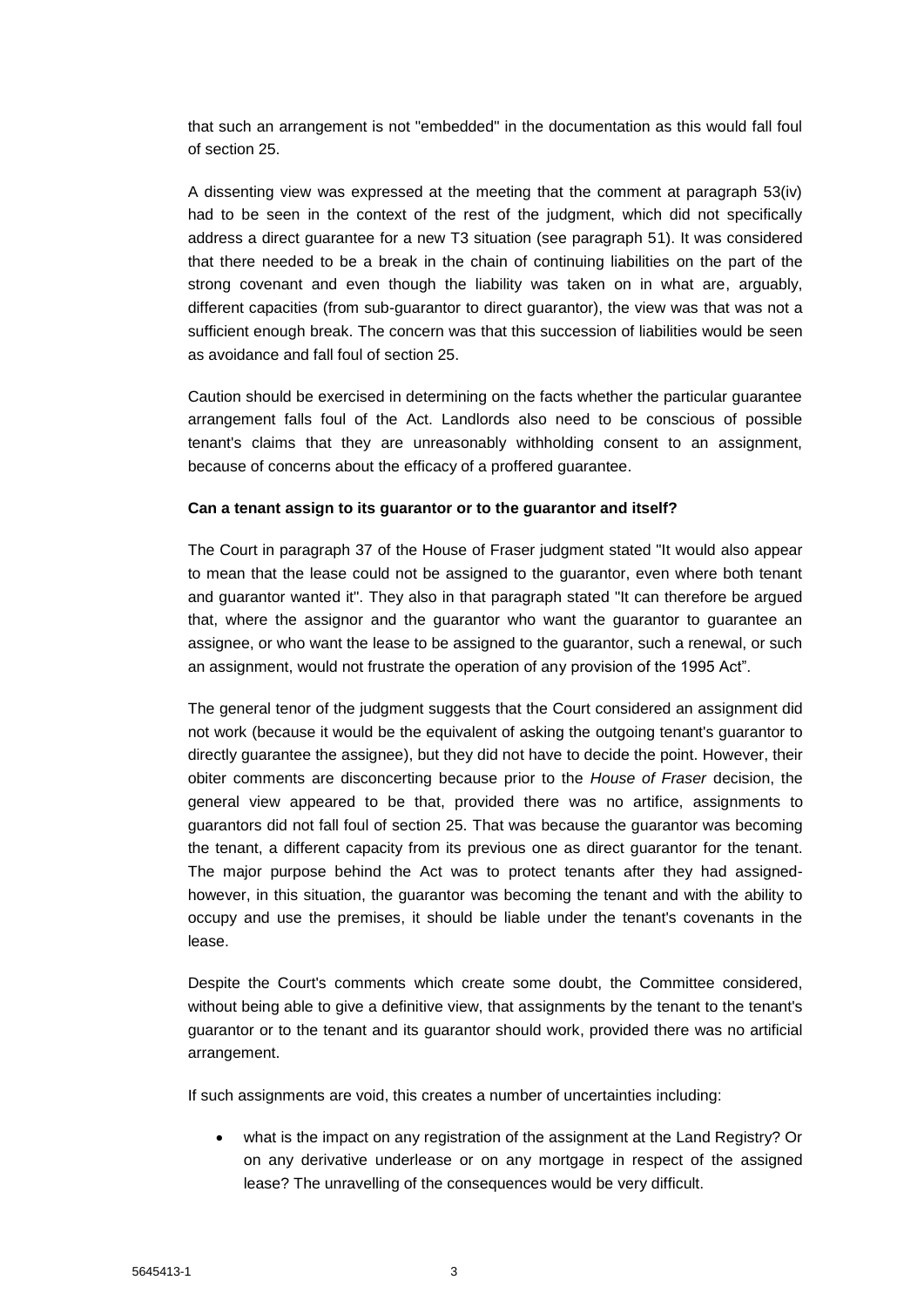that such an arrangement is not "embedded" in the documentation as this would fall foul of section 25.

A dissenting view was expressed at the meeting that the comment at paragraph 53(iv) had to be seen in the context of the rest of the judgment, which did not specifically address a direct guarantee for a new T3 situation (see paragraph 51). It was considered that there needed to be a break in the chain of continuing liabilities on the part of the strong covenant and even though the liability was taken on in what are, arguably, different capacities (from sub-guarantor to direct guarantor), the view was that was not a sufficient enough break. The concern was that this succession of liabilities would be seen as avoidance and fall foul of section 25.

Caution should be exercised in determining on the facts whether the particular guarantee arrangement falls foul of the Act. Landlords also need to be conscious of possible tenant's claims that they are unreasonably withholding consent to an assignment, because of concerns about the efficacy of a proffered guarantee.

**Can a tenant assign to its guarantor or to the guarantor and itself?**

The Court in paragraph 37 of the House of Fraser judgment stated "It would also appear to mean that the lease could not be assigned to the guarantor, even where both tenant and guarantor wanted it". They also in that paragraph stated "It can therefore be argued that, where the assignor and the guarantor who want the guarantor to guarantee an assignee, or who want the lease to be assigned to the guarantor, such a renewal, or such an assignment, would not frustrate the operation of any provision of the 1995 Act".

The general tenor of the judgment suggests that the Court considered an assignment did not work (because it would be the equivalent of asking the outgoing tenant's guarantor to directly guarantee the assignee), but they did not have to decide the point. However, their obiter comments are disconcerting because prior to the *House of Fraser* decision, the general view appeared to be that, provided there was no artifice, assignments to guarantors did not fall foul of section 25. That was because the guarantor was becoming the tenant, a different capacity from its previous one as direct guarantor for the tenant. The major purpose behind the Act was to protect tenants after they had assigned- however, in this situation, the guarantor was becoming the tenant and with the ability to occupy and use the premises, it should be liable under the tenant's covenants in the lease.

Despite the Court's comments which create some doubt, the Committee considered, without being able to give a definitive view, that assignments by the tenant to the tenant's guarantor or to the tenant and its guarantor should work, provided there was no artificial arrangement.

If such assignments are void, this creates a number of uncertainties including:

- what is the impact on any registration of the assignment at the Land Registry? Or on any derivative underlease or on any mortgage in respect of the assigned lease? The unravelling of the consequences would be very difficult.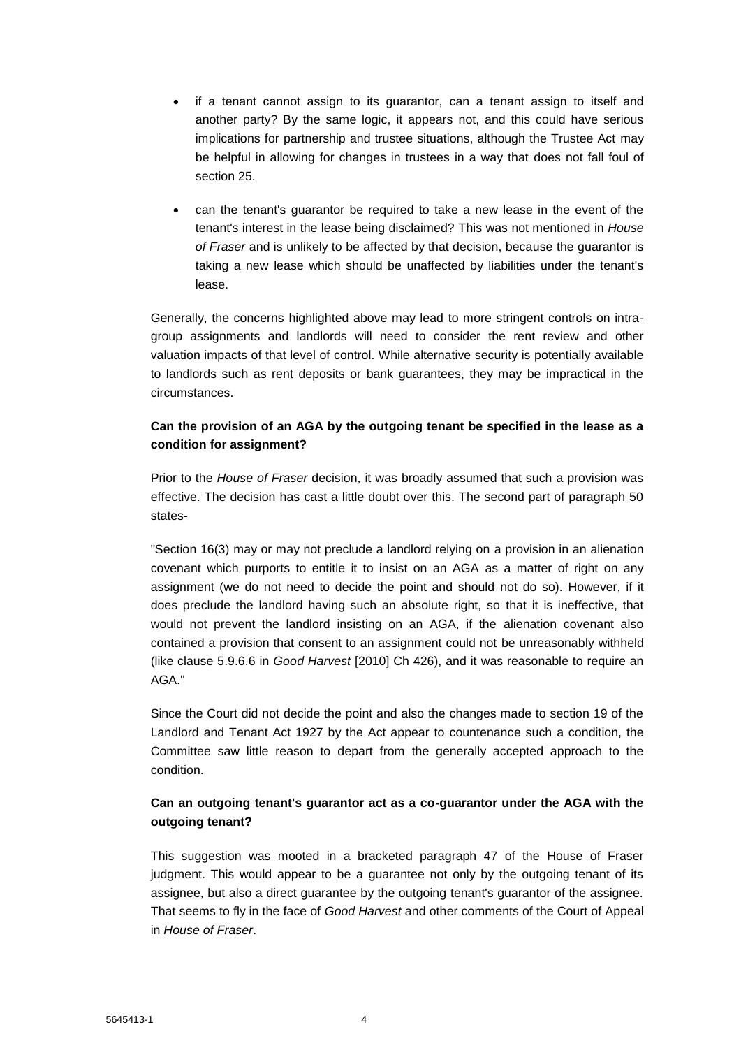- if a tenant cannot assign to its guarantor, can a tenant assign to itself and another party? By the same logic, it appears not, and this could have serious implications for partnership and trustee situations, although the Trustee Act may be helpful in allowing for changes in trustees in a way that does not fall foul of section 25.

- can the tenant's guarantor be required to take a new lease in the event of the tenant's interest in the lease being disclaimed? This was not mentioned in *House of Fraser* and is unlikely to be affected by that decision, because the guarantor is taking a new lease which should be unaffected by liabilities under the tenant's lease.

Generally, the concerns highlighted above may lead to more stringent controls on intra-group assignments and landlords will need to consider the rent review and other valuation impacts of that level of control. While alternative security is potentially available to landlords such as rent deposits or bank guarantees, they may be impractical in the circumstances.

**Can the provision of an AGA by the outgoing tenant be specified in the lease as a condition for assignment?**

Prior to the *House of Fraser* decision, it was broadly assumed that such a provision was effective. The decision has cast a little doubt over this. The second part of paragraph 50 states-

"Section 16(3) may or may not preclude a landlord relying on a provision in an alienation covenant which purports to entitle it to insist on an AGA as a matter of right on any assignment (we do not need to decide the point and should not do so). However, if it does preclude the landlord having such an absolute right, so that it is ineffective, that would not prevent the landlord insisting on an AGA, if the alienation covenant also contained a provision that consent to an assignment could not be unreasonably withheld (like clause 5.9.6.6 in *Good Harvest* [2010] Ch 426), and it was reasonable to require an AGA."

Since the Court did not decide the point and also the changes made to section 19 of the Landlord and Tenant Act 1927 by the Act appear to countenance such a condition, the Committee saw little reason to depart from the generally accepted approach to the condition.

**Can an outgoing tenant's guarantor act as a co-guarantor under the AGA with the outgoing tenant?**

This suggestion was mooted in a bracketed paragraph 47 of the House of Fraser judgment. This would appear to be a guarantee not only by the outgoing tenant of its assignee, but also a direct guarantee by the outgoing tenant's guarantor of the assignee. That seems to fly in the face of *Good Harvest* and other comments of the Court of Appeal in *House of Fraser*.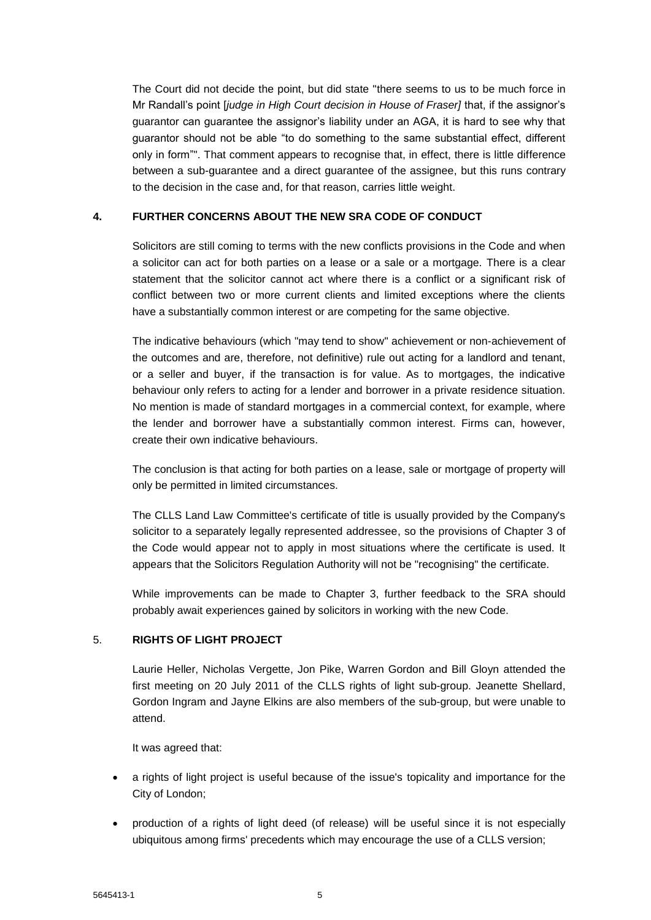The Court did not decide the point, but did state "there seems to us to be much force in Mr Randall's point [*judge in High Court decision in House of Fraser]* that, if the assignor's guarantor can guarantee the assignor's liability under an AGA, it is hard to see why that guarantor should not be able "to do something to the same substantial effect, different only in form"". That comment appears to recognise that, in effect, there is little difference between a sub-guarantee and a direct guarantee of the assignee, but this runs contrary to the decision in the case and, for that reason, carries little weight.

## 4. FURTHER CONCERNS ABOUT THE NEW SRA CODE OF CONDUCT

Solicitors are still coming to terms with the new conflicts provisions in the Code and when a solicitor can act for both parties on a lease or a sale or a mortgage. There is a clear statement that the solicitor cannot act where there is a conflict or a significant risk of conflict between two or more current clients and limited exceptions where the clients have a substantially common interest or are competing for the same objective.

The indicative behaviours (which "may tend to show" achievement or non-achievement of the outcomes and are, therefore, not definitive) rule out acting for a landlord and tenant, or a seller and buyer, if the transaction is for value. As to mortgages, the indicative behaviour only refers to acting for a lender and borrower in a private residence situation. No mention is made of standard mortgages in a commercial context, for example, where the lender and borrower have a substantially common interest. Firms can, however, create their own indicative behaviours.

The conclusion is that acting for both parties on a lease, sale or mortgage of property will only be permitted in limited circumstances.

The CLLS Land Law Committee's certificate of title is usually provided by the Company's solicitor to a separately legally represented addressee, so the provisions of Chapter 3 of the Code would appear not to apply in most situations where the certificate is used. It appears that the Solicitors Regulation Authority will not be "recognising" the certificate.

While improvements can be made to Chapter 3, further feedback to the SRA should probably await experiences gained by solicitors in working with the new Code.

## 5. RIGHTS OF LIGHT PROJECT

Laurie Heller, Nicholas Vergette, Jon Pike, Warren Gordon and Bill Gloyn attended the first meeting on 20 July 2011 of the CLLS rights of light sub-group. Jeanette Shellard, Gordon Ingram and Jayne Elkins are also members of the sub-group, but were unable to attend.

It was agreed that:

- a rights of light project is useful because of the issue's topicality and importance for the City of London;
- production of a rights of light deed (of release) will be useful since it is not especially ubiquitous among firms' precedents which may encourage the use of a CLLS version;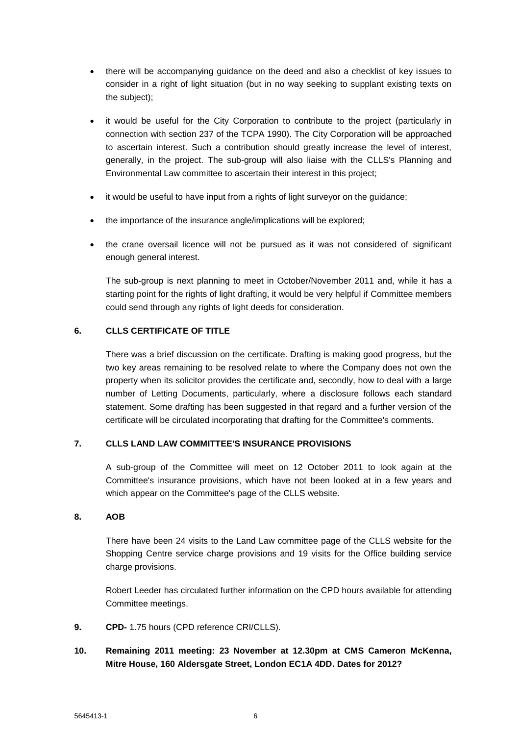- there will be accompanying guidance on the deed and also a checklist of key issues to consider in a right of light situation (but in no way seeking to supplant existing texts on the subject);

- it would be useful for the City Corporation to contribute to the project (particularly in connection with section 237 of the TCPA 1990). The City Corporation will be approached to ascertain interest. Such a contribution should greatly increase the level of interest, generally, in the project. The sub-group will also liaise with the CLLS's Planning and Environmental Law committee to ascertain their interest in this project;

- it would be useful to have input from a rights of light surveyor on the guidance;

- the importance of the insurance angle/implications will be explored;

- the crane oversail licence will not be pursued as it was not considered of significant enough general interest.

The sub-group is next planning to meet in October/November 2011 and, while it has a starting point for the rights of light drafting, it would be very helpful if Committee members could send through any rights of light deeds for consideration.

**6. CLLS CERTIFICATE OF TITLE**

There was a brief discussion on the certificate. Drafting is making good progress, but the two key areas remaining to be resolved relate to where the Company does not own the property when its solicitor provides the certificate and, secondly, how to deal with a large number of Letting Documents, particularly, where a disclosure follows each standard statement. Some drafting has been suggested in that regard and a further version of the certificate will be circulated incorporating that drafting for the Committee's comments.

**7. CLLS LAND LAW COMMITTEE'S INSURANCE PROVISIONS**

A sub-group of the Committee will meet on 12 October 2011 to look again at the Committee's insurance provisions, which have not been looked at in a few years and which appear on the Committee's page of the CLLS website.

**8. AOB**

There have been 24 visits to the Land Law committee page of the CLLS website for the Shopping Centre service charge provisions and 19 visits for the Office building service charge provisions.

Robert Leeder has circulated further information on the CPD hours available for attending Committee meetings.

**9. CPD-** 1.75 hours (CPD reference CRI/CLLS).

**10. Remaining 2011 meeting: 23 November at 12.30pm at CMS Cameron McKenna, Mitre House, 160 Aldersgate Street, London EC1A 4DD. Dates for 2012?**